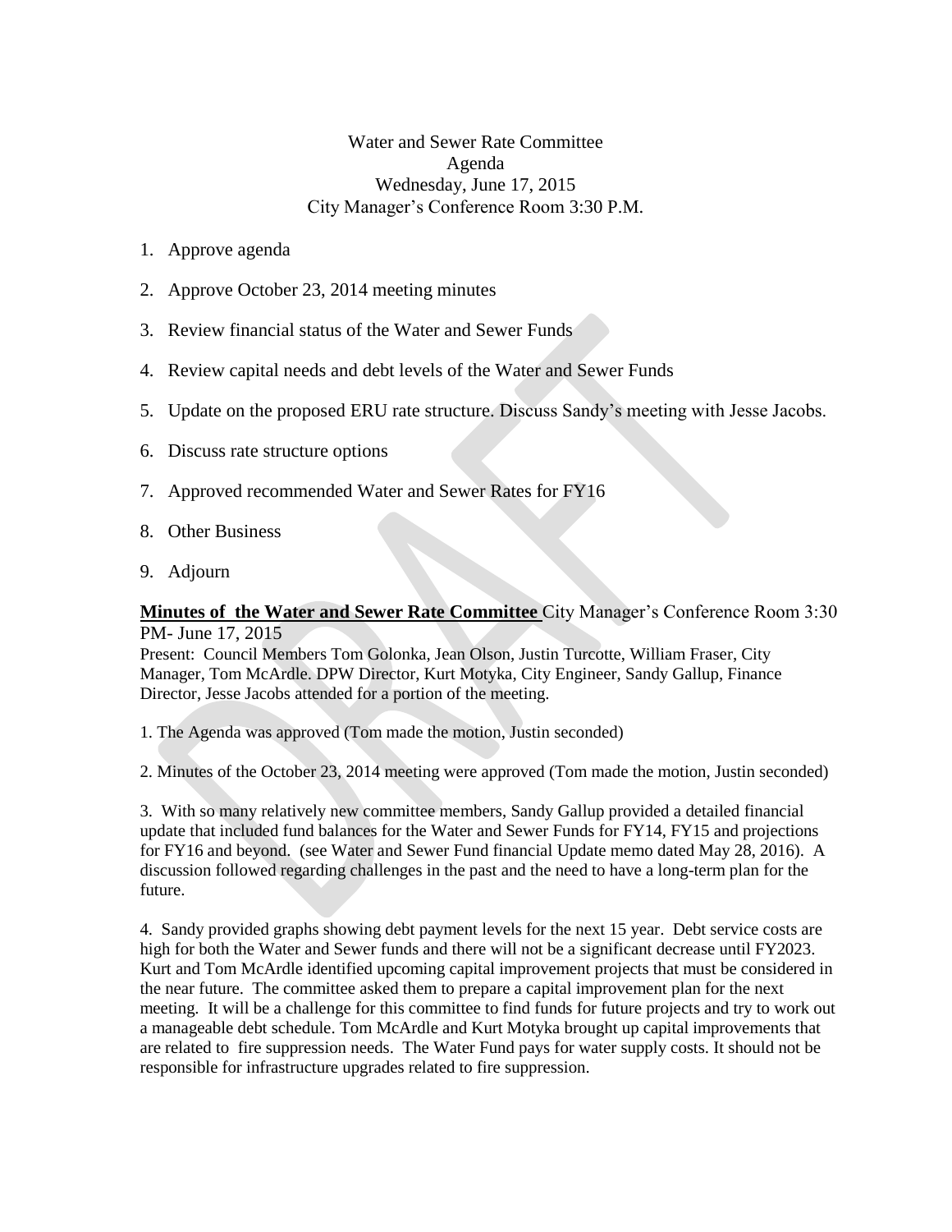Water and Sewer Rate Committee
Agenda
Wednesday, June 17, 2015
City Manager's Conference Room 3:30 P.M.

1. Approve agenda
2. Approve October 23, 2014 meeting minutes
3. Review financial status of the Water and Sewer Funds
4. Review capital needs and debt levels of the Water and Sewer Funds
5. Update on the proposed ERU rate structure. Discuss Sandy's meeting with Jesse Jacobs.
6. Discuss rate structure options
7. Approved recommended Water and Sewer Rates for FY16
8. Other Business
9. Adjourn

**Minutes of the Water and Sewer Rate Committee** City Manager's Conference Room 3:30 PM- June 17, 2015

Present: Council Members Tom Golonka, Jean Olson, Justin Turcotte, William Fraser, City Manager, Tom McArdle. DPW Director, Kurt Motyka, City Engineer, Sandy Gallup, Finance Director, Jesse Jacobs attended for a portion of the meeting.

1. The Agenda was approved (Tom made the motion, Justin seconded)

2. Minutes of the October 23, 2014 meeting were approved (Tom made the motion, Justin seconded)

3. With so many relatively new committee members, Sandy Gallup provided a detailed financial update that included fund balances for the Water and Sewer Funds for FY14, FY15 and projections for FY16 and beyond. (see Water and Sewer Fund financial Update memo dated May 28, 2016). A discussion followed regarding challenges in the past and the need to have a long-term plan for the future.

4. Sandy provided graphs showing debt payment levels for the next 15 year. Debt service costs are high for both the Water and Sewer funds and there will not be a significant decrease until FY2023. Kurt and Tom McArdle identified upcoming capital improvement projects that must be considered in the near future. The committee asked them to prepare a capital improvement plan for the next meeting. It will be a challenge for this committee to find funds for future projects and try to work out a manageable debt schedule. Tom McArdle and Kurt Motyka brought up capital improvements that are related to fire suppression needs. The Water Fund pays for water supply costs. It should not be responsible for infrastructure upgrades related to fire suppression.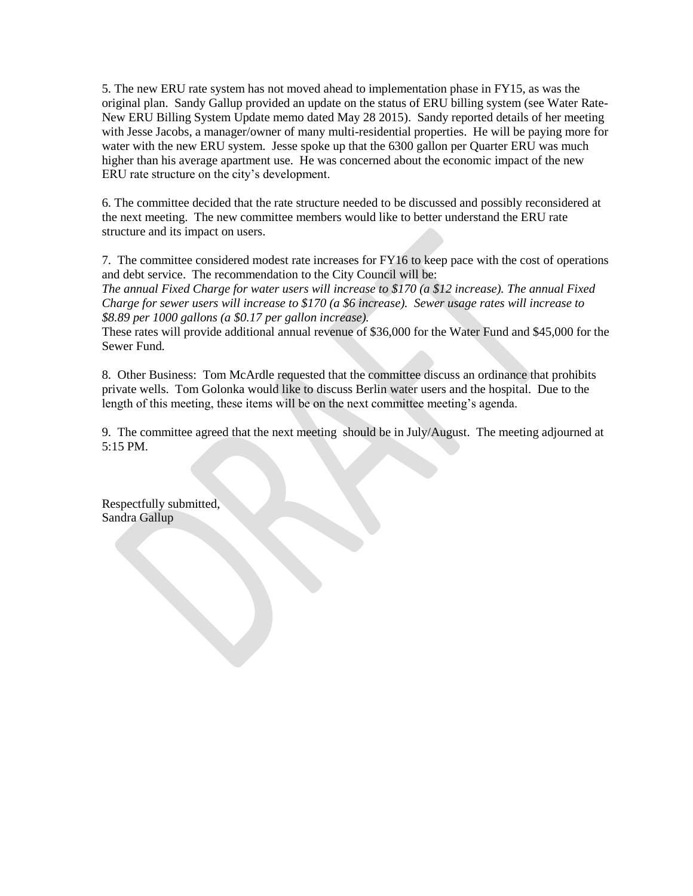5. The new ERU rate system has not moved ahead to implementation phase in FY15, as was the original plan. Sandy Gallup provided an update on the status of ERU billing system (see Water Rate-New ERU Billing System Update memo dated May 28 2015). Sandy reported details of her meeting with Jesse Jacobs, a manager/owner of many multi-residential properties. He will be paying more for water with the new ERU system. Jesse spoke up that the 6300 gallon per Quarter ERU was much higher than his average apartment use. He was concerned about the economic impact of the new ERU rate structure on the city's development.

6. The committee decided that the rate structure needed to be discussed and possibly reconsidered at the next meeting. The new committee members would like to better understand the ERU rate structure and its impact on users.

7. The committee considered modest rate increases for FY16 to keep pace with the cost of operations and debt service. The recommendation to the City Council will be:
*The annual Fixed Charge for water users will increase to $170 (a $12 increase). The annual Fixed Charge for sewer users will increase to $170 (a $6 increase). Sewer usage rates will increase to $8.89 per 1000 gallons (a $0.17 per gallon increase).*
These rates will provide additional annual revenue of $36,000 for the Water Fund and $45,000 for the Sewer Fund.

8. Other Business: Tom McArdle requested that the committee discuss an ordinance that prohibits private wells. Tom Golonka would like to discuss Berlin water users and the hospital. Due to the length of this meeting, these items will be on the next committee meeting's agenda.

9. The committee agreed that the next meeting should be in July/August. The meeting adjourned at 5:15 PM.

Respectfully submitted,
Sandra Gallup